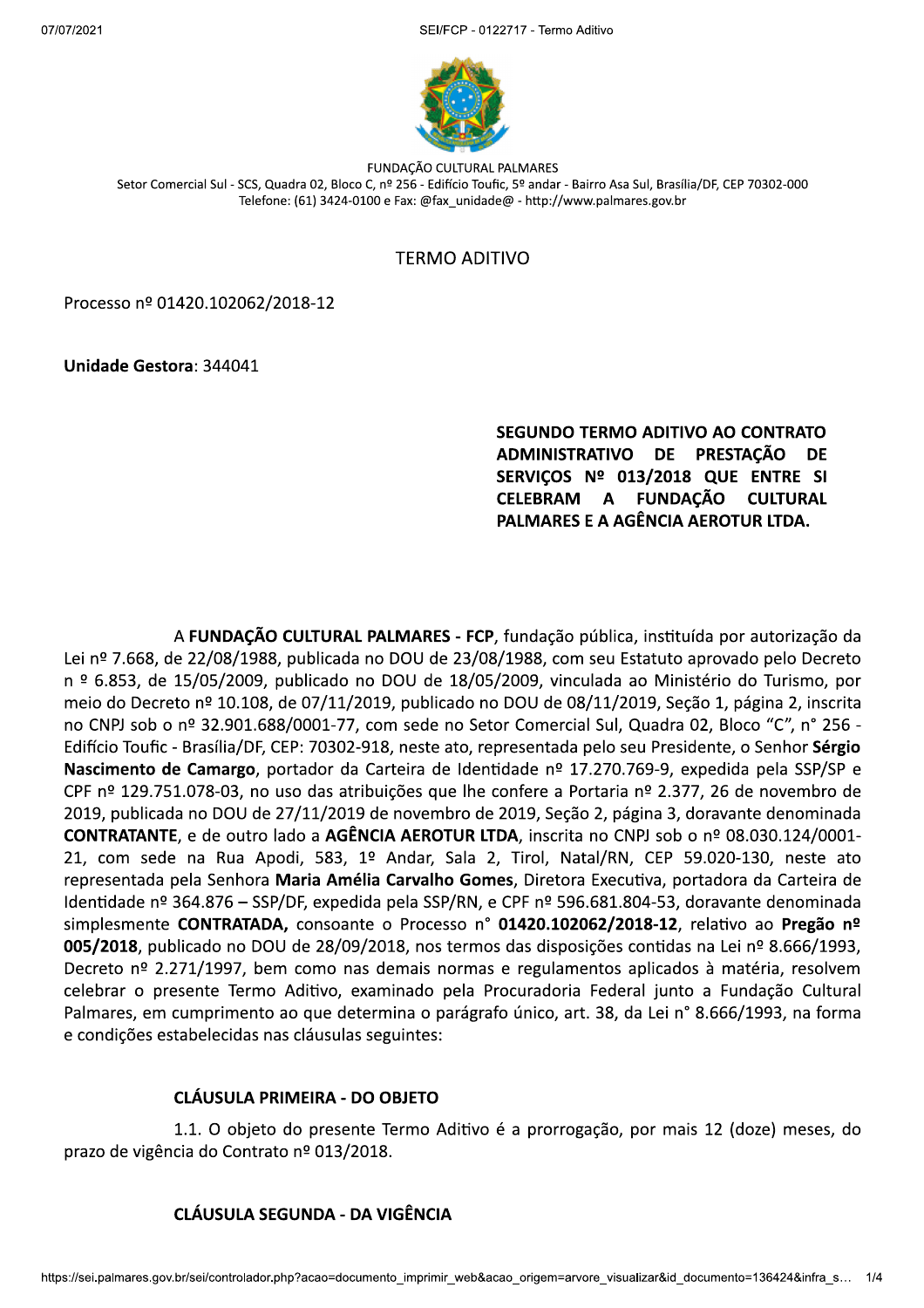FUNDAÇÃO CULTURAL PALMARES
Setor Comercial Sul - SCS, Quadra 02, Bloco C, nº 256 - Edifício Toufic, 5º andar - Bairro Asa Sul, Brasília/DF, CEP 70302-000
Telefone: (61) 3424-0100 e Fax: @fax_unidade@ - http://www.palmares.gov.br

# TERMO ADITIVO

Processo nº 01420.102062/2018-12

**Unidade Gestora**: 344041

**SEGUNDO TERMO ADITIVO AO CONTRATO ADMINISTRATIVO DE PRESTAÇÃO DE SERVIÇOS Nº 013/2018 QUE ENTRE SI CELEBRAM A FUNDAÇÃO CULTURAL PALMARES E A AGÊNCIA AEROTUR LTDA.**

A **FUNDAÇÃO CULTURAL PALMARES - FCP**, fundação pública, instituída por autorização da Lei nº 7.668, de 22/08/1988, publicada no DOU de 23/08/1988, com seu Estatuto aprovado pelo Decreto n º 6.853, de 15/05/2009, publicado no DOU de 18/05/2009, vinculada ao Ministério do Turismo, por meio do Decreto nº 10.108, de 07/11/2019, publicado no DOU de 08/11/2019, Seção 1, página 2, inscrita no CNPJ sob o nº 32.901.688/0001-77, com sede no Setor Comercial Sul, Quadra 02, Bloco "C", n° 256 - Edifício Toufic - Brasília/DF, CEP: 70302-918, neste ato, representada pelo seu Presidente, o Senhor **Sérgio Nascimento de Camargo**, portador da Carteira de Identidade nº 17.270.769-9, expedida pela SSP/SP e CPF nº 129.751.078-03, no uso das atribuições que lhe confere a Portaria nº 2.377, 26 de novembro de 2019, publicada no DOU de 27/11/2019 de novembro de 2019, Seção 2, página 3, doravante denominada **CONTRATANTE**, e de outro lado a **AGÊNCIA AEROTUR LTDA**, inscrita no CNPJ sob o nº 08.030.124/0001-21, com sede na Rua Apodi, 583, 1º Andar, Sala 2, Tirol, Natal/RN, CEP 59.020-130, neste ato representada pela Senhora **Maria Amélia Carvalho Gomes**, Diretora Executiva, portadora da Carteira de Identidade nº 364.876 – SSP/DF, expedida pela SSP/RN, e CPF nº 596.681.804-53, doravante denominada simplesmente **CONTRATADA,** consoante o Processo n° **01420.102062/2018-12**, relativo ao **Pregão nº 005/2018**, publicado no DOU de 28/09/2018, nos termos das disposições contidas na Lei nº 8.666/1993, Decreto nº 2.271/1997, bem como nas demais normas e regulamentos aplicados à matéria, resolvem celebrar o presente Termo Aditivo, examinado pela Procuradoria Federal junto a Fundação Cultural Palmares, em cumprimento ao que determina o parágrafo único, art. 38, da Lei n° 8.666/1993, na forma e condições estabelecidas nas cláusulas seguintes:

## CLÁUSULA PRIMEIRA - DO OBJETO

1.1. O objeto do presente Termo Aditivo é a prorrogação, por mais 12 (doze) meses, do prazo de vigência do Contrato nº 013/2018.

## CLÁUSULA SEGUNDA - DA VIGÊNCIA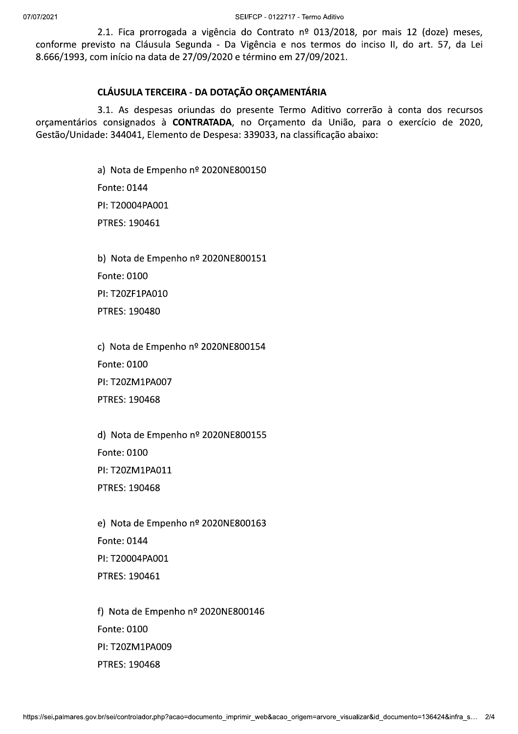2.1. Fica prorrogada a vigência do Contrato nº 013/2018, por mais 12 (doze) meses, conforme previsto na Cláusula Segunda - Da Vigência e nos termos do inciso II, do art. 57, da Lei 8.666/1993, com início na data de 27/09/2020 e término em 27/09/2021.

**CLÁUSULA TERCEIRA - DA DOTAÇÃO ORÇAMENTÁRIA**

3.1. As despesas oriundas do presente Termo Aditivo correrão à conta dos recursos orçamentários consignados à **CONTRATADA**, no Orçamento da União, para o exercício de 2020, Gestão/Unidade: 344041, Elemento de Despesa: 339033, na classificação abaixo:

a) Nota de Empenho nº 2020NE800150

Fonte: 0144

PI: T20004PA001

PTRES: 190461

b) Nota de Empenho nº 2020NE800151

Fonte: 0100

PI: T20ZF1PA010

PTRES: 190480

c) Nota de Empenho nº 2020NE800154

Fonte: 0100

PI: T20ZM1PA007

PTRES: 190468

d) Nota de Empenho nº 2020NE800155

Fonte: 0100

PI: T20ZM1PA011

PTRES: 190468

e) Nota de Empenho nº 2020NE800163

Fonte: 0144

PI: T20004PA001

PTRES: 190461

f) Nota de Empenho nº 2020NE800146

Fonte: 0100

PI: T20ZM1PA009

PTRES: 190468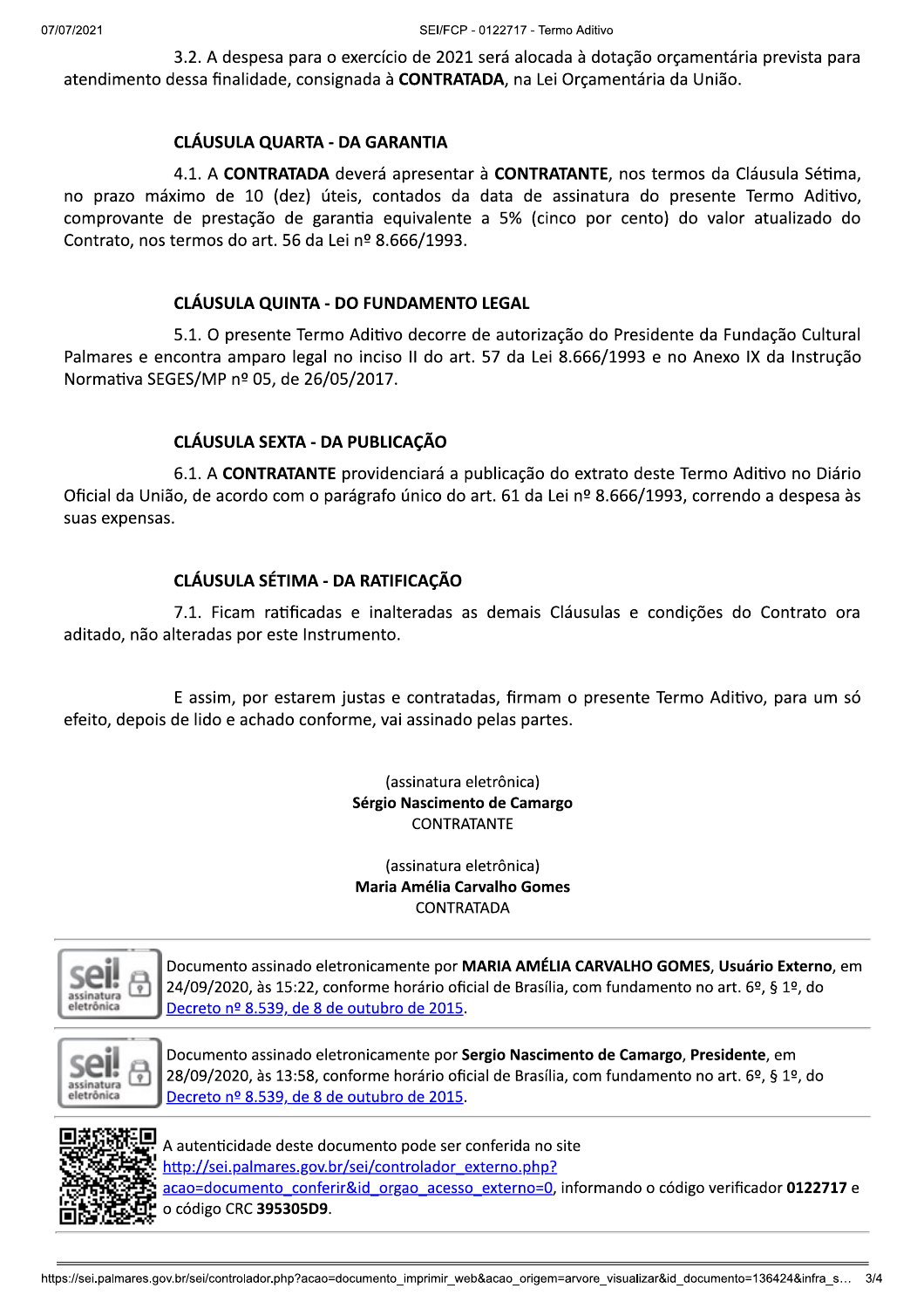3.2. A despesa para o exercício de 2021 será alocada à dotação orçamentária prevista para atendimento dessa finalidade, consignada à **CONTRATADA**, na Lei Orçamentária da União.

**CLÁUSULA QUARTA - DA GARANTIA**

4.1. A **CONTRATADA** deverá apresentar à **CONTRATANTE**, nos termos da Cláusula Sétima, no prazo máximo de 10 (dez) úteis, contados da data de assinatura do presente Termo Aditivo, comprovante de prestação de garantia equivalente a 5% (cinco por cento) do valor atualizado do Contrato, nos termos do art. 56 da Lei nº 8.666/1993.

**CLÁUSULA QUINTA - DO FUNDAMENTO LEGAL**

5.1. O presente Termo Aditivo decorre de autorização do Presidente da Fundação Cultural Palmares e encontra amparo legal no inciso II do art. 57 da Lei 8.666/1993 e no Anexo IX da Instrução Normativa SEGES/MP nº 05, de 26/05/2017.

**CLÁUSULA SEXTA - DA PUBLICAÇÃO**

6.1. A **CONTRATANTE** providenciará a publicação do extrato deste Termo Aditivo no Diário Oficial da União, de acordo com o parágrafo único do art. 61 da Lei nº 8.666/1993, correndo a despesa às suas expensas.

**CLÁUSULA SÉTIMA - DA RATIFICAÇÃO**

7.1. Ficam ratificadas e inalteradas as demais Cláusulas e condições do Contrato ora aditado, não alteradas por este Instrumento.

E assim, por estarem justas e contratadas, firmam o presente Termo Aditivo, para um só efeito, depois de lido e achado conforme, vai assinado pelas partes.

(assinatura eletrônica)
**Sérgio Nascimento de Camargo**
CONTRATANTE

(assinatura eletrônica)
**Maria Amélia Carvalho Gomes**
CONTRATADA

Documento assinado eletronicamente por **MARIA AMÉLIA CARVALHO GOMES**, **Usuário Externo**, em 24/09/2020, às 15:22, conforme horário oficial de Brasília, com fundamento no art. 6º, § 1º, do Decreto nº 8.539, de 8 de outubro de 2015.

Documento assinado eletronicamente por **Sergio Nascimento de Camargo**, **Presidente**, em 28/09/2020, às 13:58, conforme horário oficial de Brasília, com fundamento no art. 6º, § 1º, do Decreto nº 8.539, de 8 de outubro de 2015.

A autenticidade deste documento pode ser conferida no site http://sei.palmares.gov.br/sei/controlador_externo.php?acao=documento_conferir&id_orgao_acesso_externo=0, informando o código verificador **0122717** e o código CRC **395305D9**.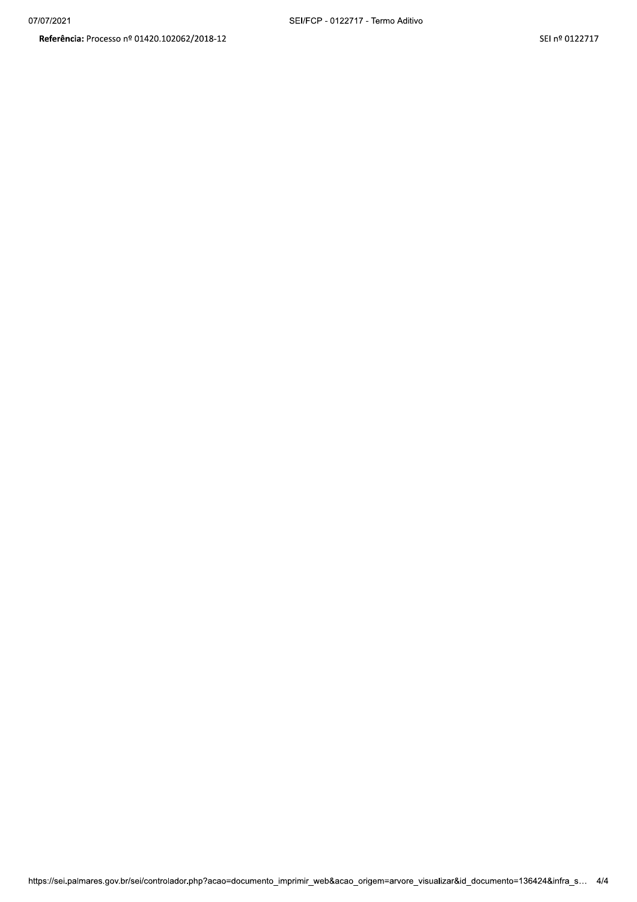**Referência:** Processo nº 01420.102062/2018-12 SEI nº 0122717